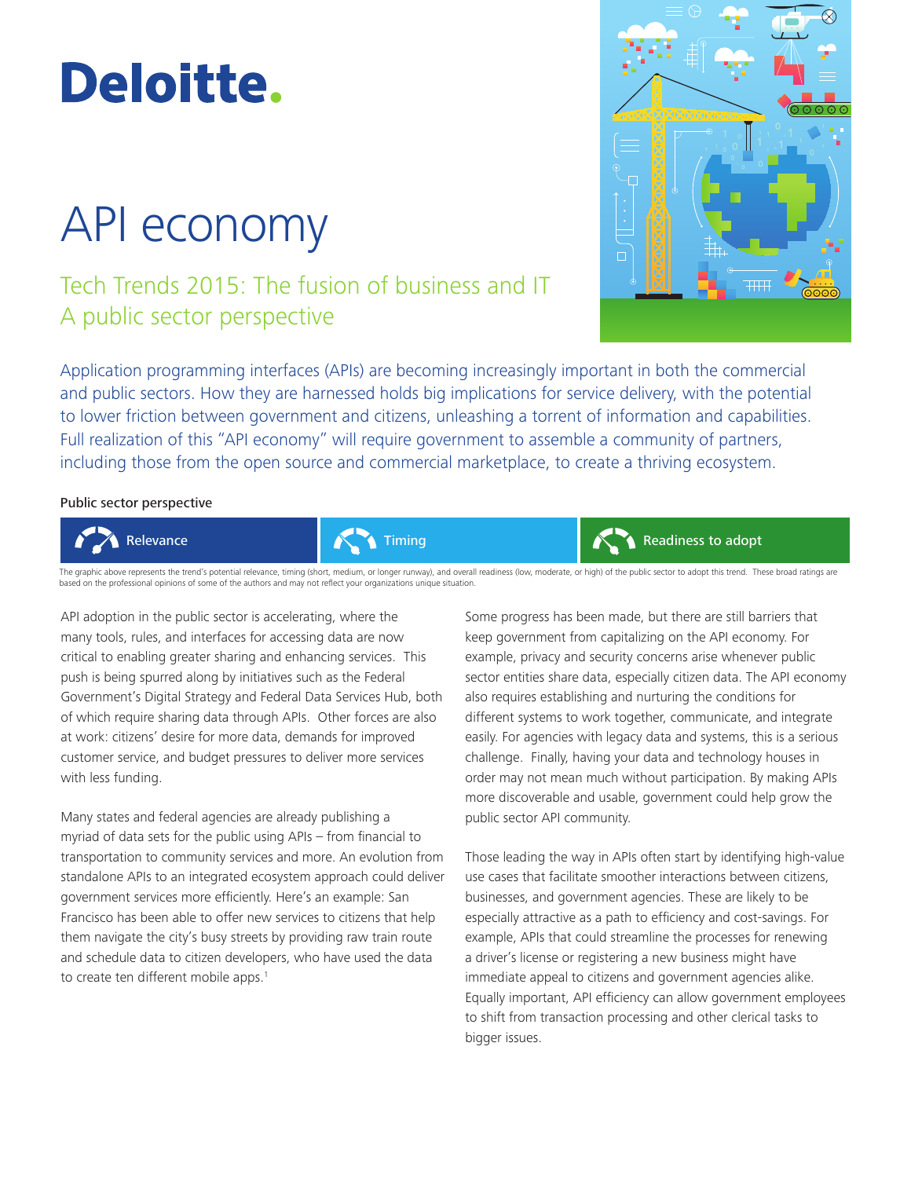Deloitte.

# API economy

## Tech Trends 2015: The fusion of business and IT
## A public sector perspective

Application programming interfaces (APIs) are becoming increasingly important in both the commercial and public sectors. How they are harnessed holds big implications for service delivery, with the potential to lower friction between government and citizens, unleashing a torrent of information and capabilities. Full realization of this "API economy" will require government to assemble a community of partners, including those from the open source and commercial marketplace, to create a thriving ecosystem.

**Public sector perspective**

Relevance

Timing

Readiness to adopt

The graphic above represents the trend's potential relevance, timing (short, medium, or longer runway), and overall readiness (low, moderate, or high) of the public sector to adopt this trend. These broad ratings are based on the professional opinions of some of the authors and may not reflect your organizations unique situation.

API adoption in the public sector is accelerating, where the many tools, rules, and interfaces for accessing data are now critical to enabling greater sharing and enhancing services. This push is being spurred along by initiatives such as the Federal Government's Digital Strategy and Federal Data Services Hub, both of which require sharing data through APIs. Other forces are also at work: citizens' desire for more data, demands for improved customer service, and budget pressures to deliver more services with less funding.

Many states and federal agencies are already publishing a myriad of data sets for the public using APIs – from financial to transportation to community services and more. An evolution from standalone APIs to an integrated ecosystem approach could deliver government services more efficiently. Here's an example: San Francisco has been able to offer new services to citizens that help them navigate the city's busy streets by providing raw train route and schedule data to citizen developers, who have used the data to create ten different mobile apps.[1]

Some progress has been made, but there are still barriers that keep government from capitalizing on the API economy. For example, privacy and security concerns arise whenever public sector entities share data, especially citizen data. The API economy also requires establishing and nurturing the conditions for different systems to work together, communicate, and integrate easily. For agencies with legacy data and systems, this is a serious challenge. Finally, having your data and technology houses in order may not mean much without participation. By making APIs more discoverable and usable, government could help grow the public sector API community.

Those leading the way in APIs often start by identifying high-value use cases that facilitate smoother interactions between citizens, businesses, and government agencies. These are likely to be especially attractive as a path to efficiency and cost-savings. For example, APIs that could streamline the processes for renewing a driver's license or registering a new business might have immediate appeal to citizens and government agencies alike. Equally important, API efficiency can allow government employees to shift from transaction processing and other clerical tasks to bigger issues.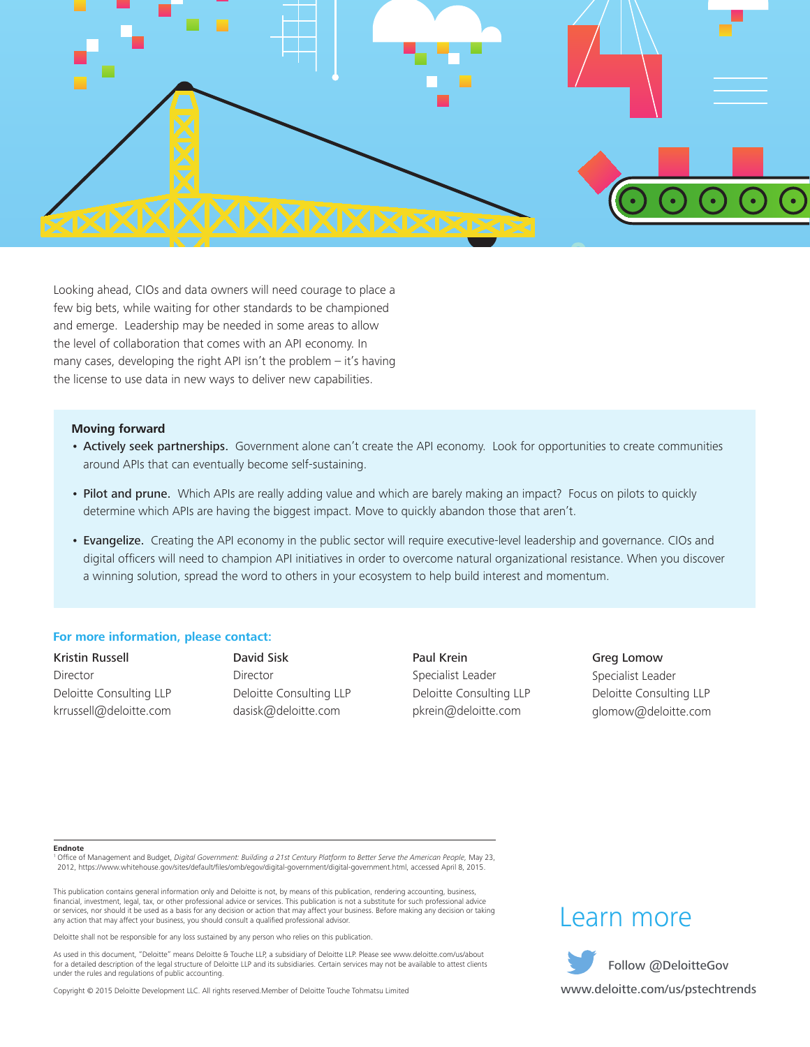Looking ahead, CIOs and data owners will need courage to place a few big bets, while waiting for other standards to be championed and emerge. Leadership may be needed in some areas to allow the level of collaboration that comes with an API economy. In many cases, developing the right API isn't the problem – it's having the license to use data in new ways to deliver new capabilities.

**Moving forward**

- **Actively seek partnerships.** Government alone can't create the API economy. Look for opportunities to create communities around APIs that can eventually become self-sustaining.
- **Pilot and prune.** Which APIs are really adding value and which are barely making an impact? Focus on pilots to quickly determine which APIs are having the biggest impact. Move to quickly abandon those that aren't.
- **Evangelize.** Creating the API economy in the public sector will require executive-level leadership and governance. CIOs and digital officers will need to champion API initiatives in order to overcome natural organizational resistance. When you discover a winning solution, spread the word to others in your ecosystem to help build interest and momentum.

**For more information, please contact:**

**Kristin Russell**
Director
Deloitte Consulting LLP
krrussell@deloitte.com

**David Sisk**
Director
Deloitte Consulting LLP
dasisk@deloitte.com

**Paul Krein**
Specialist Leader
Deloitte Consulting LLP
pkrein@deloitte.com

**Greg Lomow**
Specialist Leader
Deloitte Consulting LLP
glomow@deloitte.com

**Endnote**

[1] Office of Management and Budget, *Digital Government: Building a 21st Century Platform to Better Serve the American People,* May 23, 2012, https://www.whitehouse.gov/sites/default/files/omb/egov/digital-government/digital-government.html, accessed April 8, 2015.

This publication contains general information only and Deloitte is not, by means of this publication, rendering accounting, business, financial, investment, legal, tax, or other professional advice or services. This publication is not a substitute for such professional advice or services, nor should it be used as a basis for any decision or action that may affect your business. Before making any decision or taking any action that may affect your business, you should consult a qualified professional advisor.

Deloitte shall not be responsible for any loss sustained by any person who relies on this publication.

As used in this document, "Deloitte" means Deloitte & Touche LLP, a subsidiary of Deloitte LLP. Please see www.deloitte.com/us/about for a detailed description of the legal structure of Deloitte LLP and its subsidiaries. Certain services may not be available to attest clients under the rules and regulations of public accounting.

Copyright © 2015 Deloitte Development LLC. All rights reserved.Member of Deloitte Touche Tohmatsu Limited

## Learn more

Follow @DeloitteGov

www.deloitte.com/us/pstechtrends